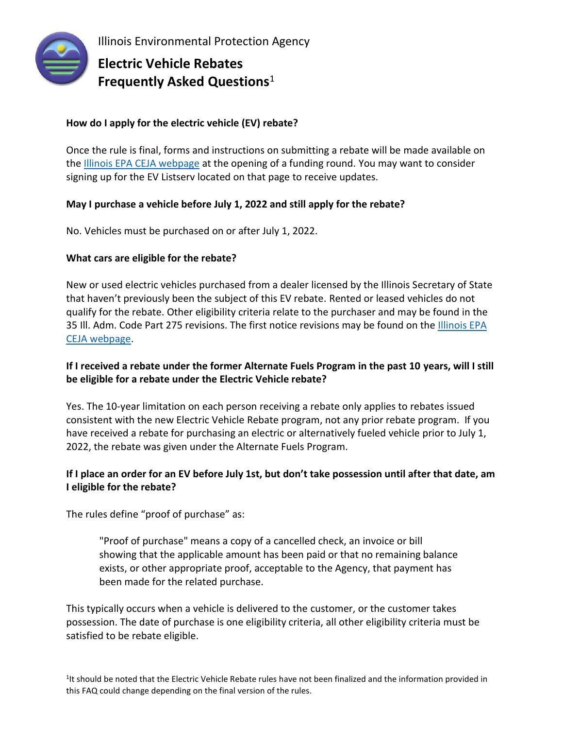Illinois Environmental Protection Agency

# Electric Vehicle Rebates Frequently Asked Questions[1]

**How do I apply for the electric vehicle (EV) rebate?**

Once the rule is final, forms and instructions on submitting a rebate will be made available on the Illinois EPA CEJA webpage at the opening of a funding round. You may want to consider signing up for the EV Listserv located on that page to receive updates.

**May I purchase a vehicle before July 1, 2022 and still apply for the rebate?**

No. Vehicles must be purchased on or after July 1, 2022.

**What cars are eligible for the rebate?**

New or used electric vehicles purchased from a dealer licensed by the Illinois Secretary of State that haven't previously been the subject of this EV rebate. Rented or leased vehicles do not qualify for the rebate. Other eligibility criteria relate to the purchaser and may be found in the 35 Ill. Adm. Code Part 275 revisions. The first notice revisions may be found on the Illinois EPA CEJA webpage.

**If I received a rebate under the former Alternate Fuels Program in the past 10 years, will I still be eligible for a rebate under the Electric Vehicle rebate?**

Yes. The 10-year limitation on each person receiving a rebate only applies to rebates issued consistent with the new Electric Vehicle Rebate program, not any prior rebate program. If you have received a rebate for purchasing an electric or alternatively fueled vehicle prior to July 1, 2022, the rebate was given under the Alternate Fuels Program.

**If I place an order for an EV before July 1st, but don't take possession until after that date, am I eligible for the rebate?**

The rules define "proof of purchase" as:

> "Proof of purchase" means a copy of a cancelled check, an invoice or bill showing that the applicable amount has been paid or that no remaining balance exists, or other appropriate proof, acceptable to the Agency, that payment has been made for the related purchase.

This typically occurs when a vehicle is delivered to the customer, or the customer takes possession. The date of purchase is one eligibility criteria, all other eligibility criteria must be satisfied to be rebate eligible.

[1]It should be noted that the Electric Vehicle Rebate rules have not been finalized and the information provided in this FAQ could change depending on the final version of the rules.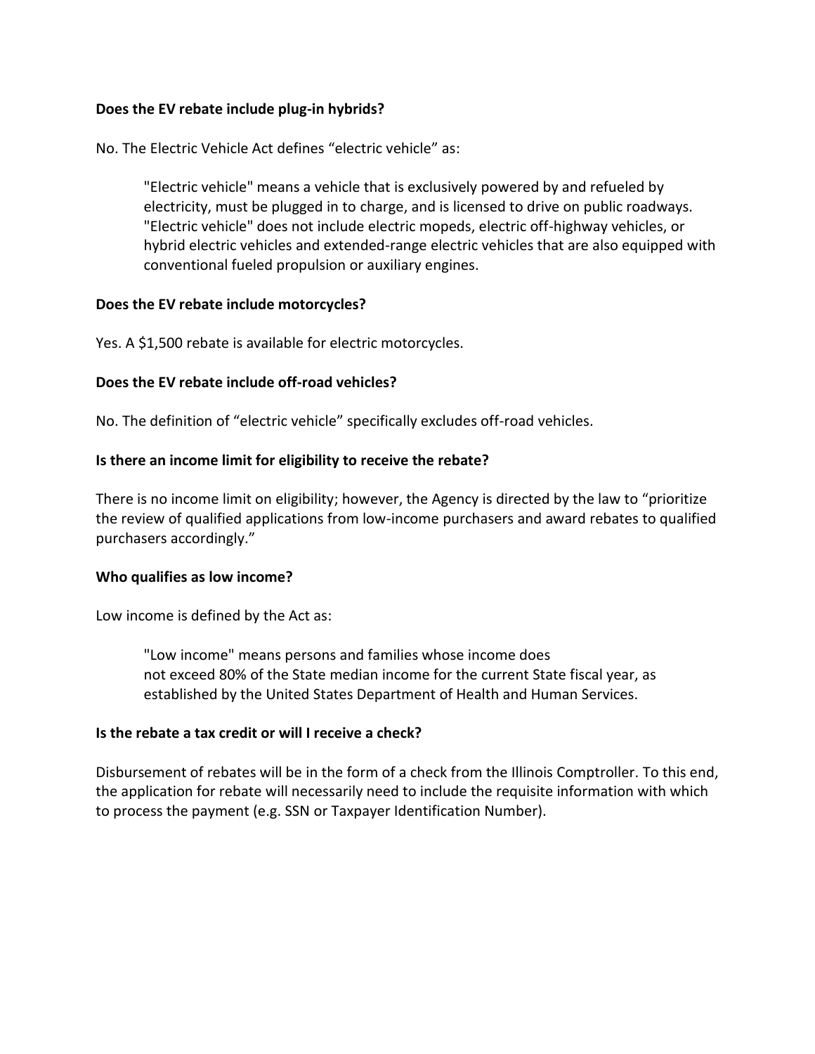**Does the EV rebate include plug-in hybrids?**

No. The Electric Vehicle Act defines "electric vehicle" as:

> "Electric vehicle" means a vehicle that is exclusively powered by and refueled by electricity, must be plugged in to charge, and is licensed to drive on public roadways. "Electric vehicle" does not include electric mopeds, electric off-highway vehicles, or hybrid electric vehicles and extended-range electric vehicles that are also equipped with conventional fueled propulsion or auxiliary engines.

**Does the EV rebate include motorcycles?**

Yes. A $1,500 rebate is available for electric motorcycles.

**Does the EV rebate include off-road vehicles?**

No. The definition of "electric vehicle" specifically excludes off-road vehicles.

**Is there an income limit for eligibility to receive the rebate?**

There is no income limit on eligibility; however, the Agency is directed by the law to "prioritize the review of qualified applications from low-income purchasers and award rebates to qualified purchasers accordingly."

**Who qualifies as low income?**

Low income is defined by the Act as:

> "Low income" means persons and families whose income does not exceed 80% of the State median income for the current State fiscal year, as established by the United States Department of Health and Human Services.

**Is the rebate a tax credit or will I receive a check?**

Disbursement of rebates will be in the form of a check from the Illinois Comptroller. To this end, the application for rebate will necessarily need to include the requisite information with which to process the payment (e.g. SSN or Taxpayer Identification Number).